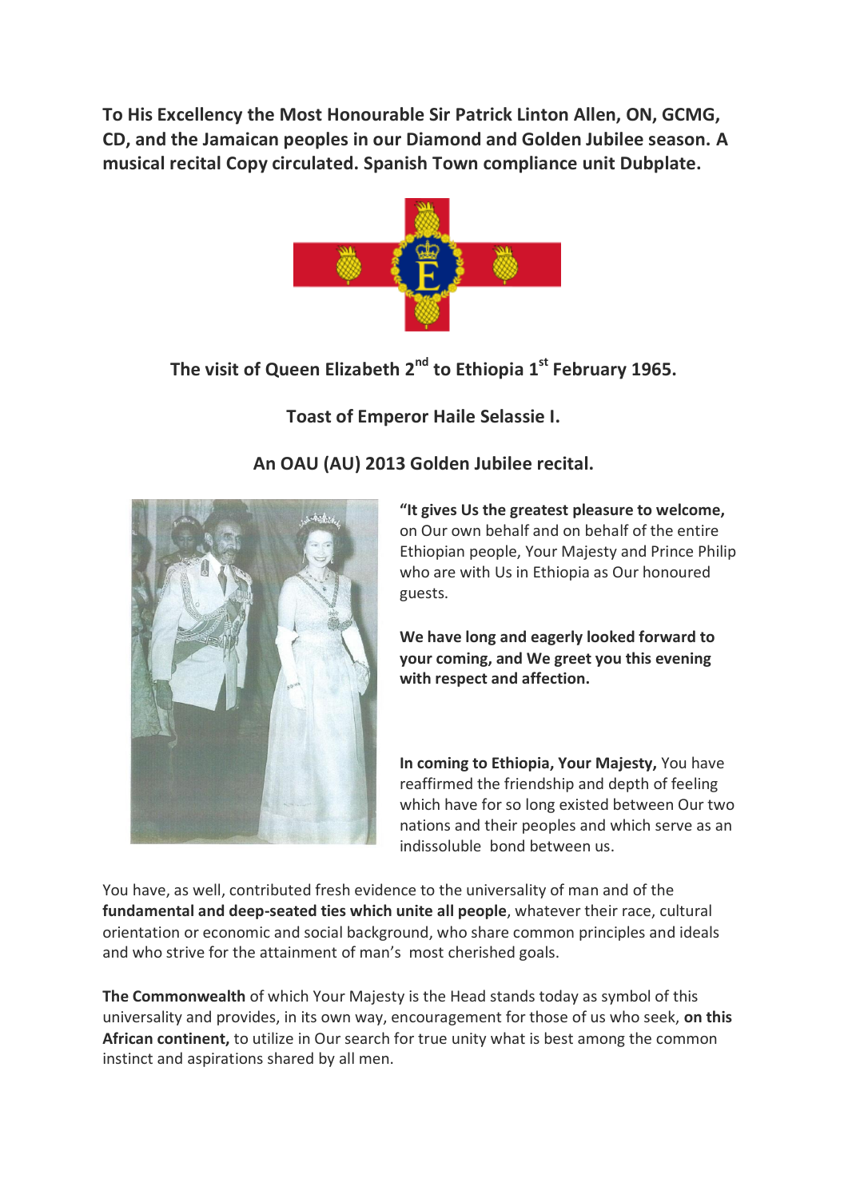**To His Excellency the Most Honourable Sir Patrick Linton Allen, ON, GCMG, CD, and the Jamaican peoples in our Diamond and Golden Jubilee season. A musical recital Copy circulated. Spanish Town compliance unit Dubplate.**

## The visit of Queen Elizabeth 2nd to Ethiopia 1st February 1965.

## Toast of Emperor Haile Selassie I.

## An OAU (AU) 2013 Golden Jubilee recital.

**"It gives Us the greatest pleasure to welcome,** on Our own behalf and on behalf of the entire Ethiopian people, Your Majesty and Prince Philip who are with Us in Ethiopia as Our honoured guests.

**We have long and eagerly looked forward to your coming, and We greet you this evening with respect and affection.**

**In coming to Ethiopia, Your Majesty,** You have reaffirmed the friendship and depth of feeling which have for so long existed between Our two nations and their peoples and which serve as an indissoluble bond between us.

You have, as well, contributed fresh evidence to the universality of man and of the **fundamental and deep-seated ties which unite all people**, whatever their race, cultural orientation or economic and social background, who share common principles and ideals and who strive for the attainment of man's most cherished goals.

**The Commonwealth** of which Your Majesty is the Head stands today as symbol of this universality and provides, in its own way, encouragement for those of us who seek, **on this African continent,** to utilize in Our search for true unity what is best among the common instinct and aspirations shared by all men.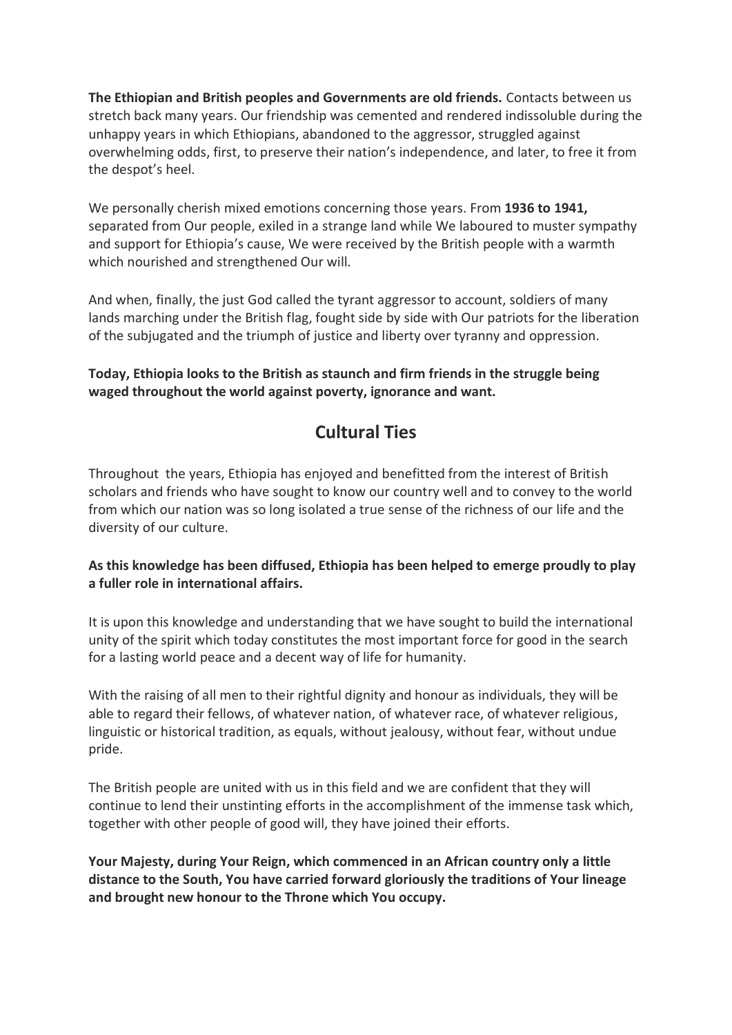**The Ethiopian and British peoples and Governments are old friends.** Contacts between us stretch back many years. Our friendship was cemented and rendered indissoluble during the unhappy years in which Ethiopians, abandoned to the aggressor, struggled against overwhelming odds, first, to preserve their nation's independence, and later, to free it from the despot's heel.

We personally cherish mixed emotions concerning those years. From **1936 to 1941,** separated from Our people, exiled in a strange land while We laboured to muster sympathy and support for Ethiopia's cause, We were received by the British people with a warmth which nourished and strengthened Our will.

And when, finally, the just God called the tyrant aggressor to account, soldiers of many lands marching under the British flag, fought side by side with Our patriots for the liberation of the subjugated and the triumph of justice and liberty over tyranny and oppression.

**Today, Ethiopia looks to the British as staunch and firm friends in the struggle being waged throughout the world against poverty, ignorance and want.**

## Cultural Ties

Throughout the years, Ethiopia has enjoyed and benefitted from the interest of British scholars and friends who have sought to know our country well and to convey to the world from which our nation was so long isolated a true sense of the richness of our life and the diversity of our culture.

**As this knowledge has been diffused, Ethiopia has been helped to emerge proudly to play a fuller role in international affairs.**

It is upon this knowledge and understanding that we have sought to build the international unity of the spirit which today constitutes the most important force for good in the search for a lasting world peace and a decent way of life for humanity.

With the raising of all men to their rightful dignity and honour as individuals, they will be able to regard their fellows, of whatever nation, of whatever race, of whatever religious, linguistic or historical tradition, as equals, without jealousy, without fear, without undue pride.

The British people are united with us in this field and we are confident that they will continue to lend their unstinting efforts in the accomplishment of the immense task which, together with other people of good will, they have joined their efforts.

**Your Majesty, during Your Reign, which commenced in an African country only a little distance to the South, You have carried forward gloriously the traditions of Your lineage and brought new honour to the Throne which You occupy.**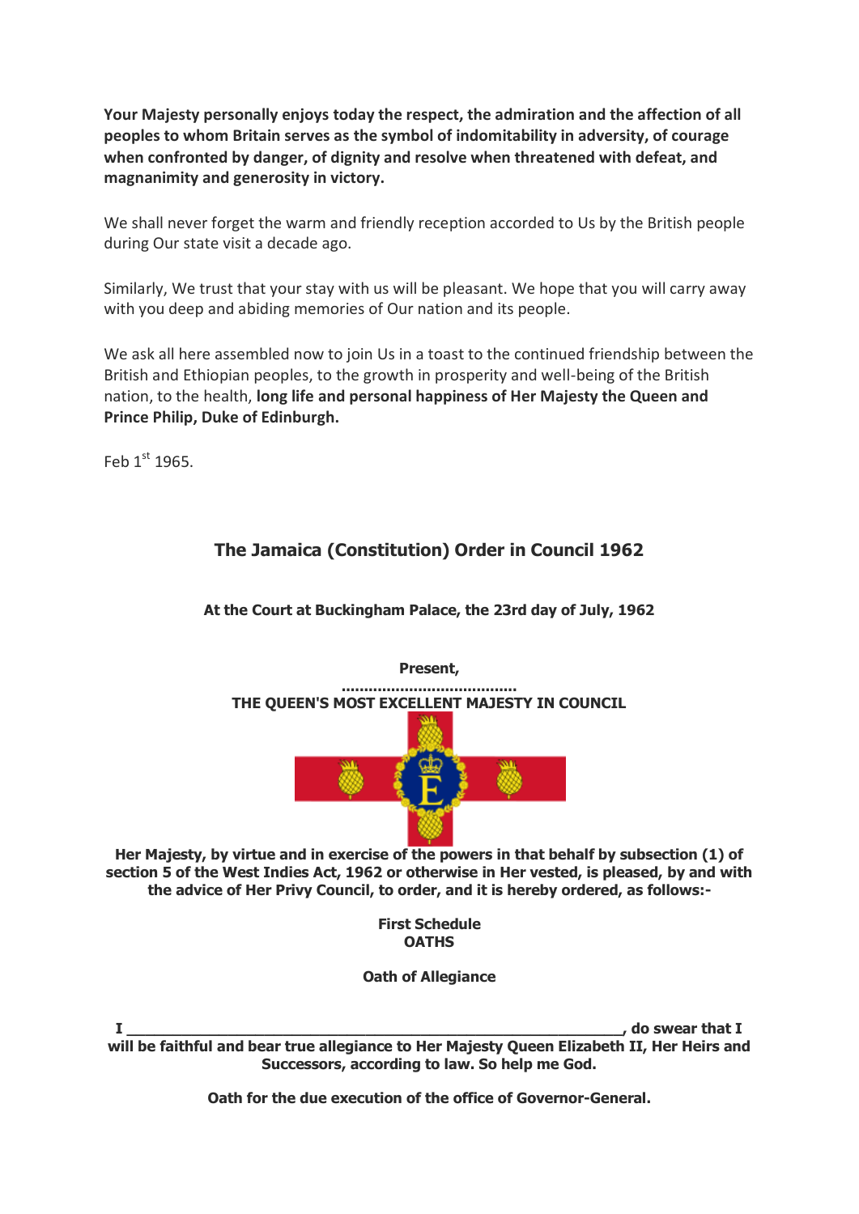**Your Majesty personally enjoys today the respect, the admiration and the affection of all peoples to whom Britain serves as the symbol of indomitability in adversity, of courage when confronted by danger, of dignity and resolve when threatened with defeat, and magnanimity and generosity in victory.**

We shall never forget the warm and friendly reception accorded to Us by the British people during Our state visit a decade ago.

Similarly, We trust that your stay with us will be pleasant. We hope that you will carry away with you deep and abiding memories of Our nation and its people.

We ask all here assembled now to join Us in a toast to the continued friendship between the British and Ethiopian peoples, to the growth in prosperity and well-being of the British nation, to the health, **long life and personal happiness of Her Majesty the Queen and Prince Philip, Duke of Edinburgh.**

Feb 1st 1965.

## The Jamaica (Constitution) Order in Council 1962

**At the Court at Buckingham Palace, the 23rd day of July, 1962**

**Present,**

**.......................................**

**THE QUEEN'S MOST EXCELLENT MAJESTY IN COUNCIL**

**Her Majesty, by virtue and in exercise of the powers in that behalf by subsection (1) of section 5 of the West Indies Act, 1962 or otherwise in Her vested, is pleased, by and with the advice of Her Privy Council, to order, and it is hereby ordered, as follows:-**

**First Schedule**
**OATHS**

**Oath of Allegiance**

**I ______________________________________________________, do swear that I will be faithful and bear true allegiance to Her Majesty Queen Elizabeth II, Her Heirs and Successors, according to law. So help me God.**

**Oath for the due execution of the office of Governor-General.**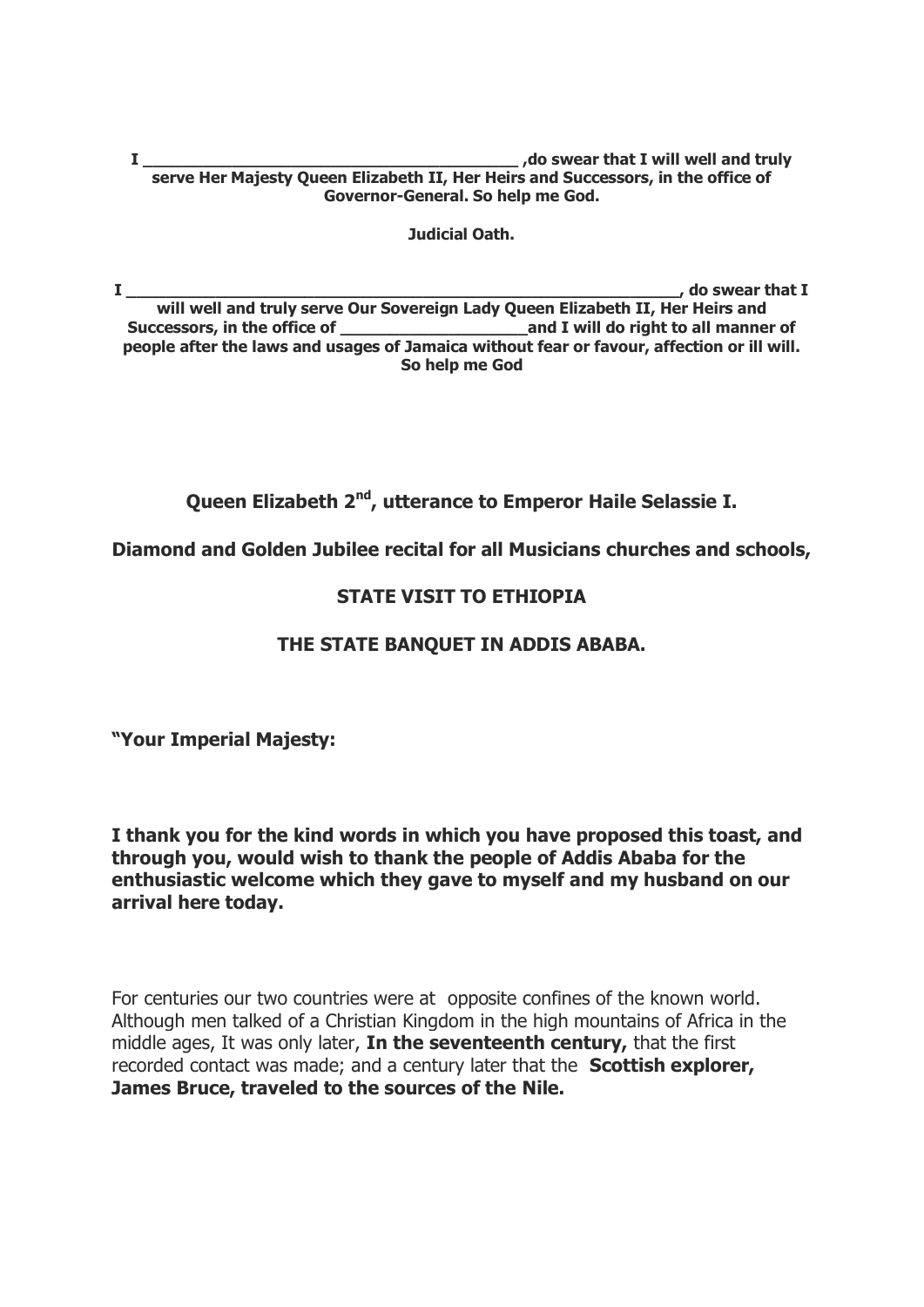**I \_\_\_\_\_\_\_\_\_\_\_\_\_\_\_\_\_\_\_\_\_\_\_\_\_\_\_\_\_\_\_\_\_\_\_\_\_\_\_\_ ,do swear that I will well and truly serve Her Majesty Queen Elizabeth II, Her Heirs and Successors, in the office of Governor-General. So help me God.**

**Judicial Oath.**

**I \_\_\_\_\_\_\_\_\_\_\_\_\_\_\_\_\_\_\_\_\_\_\_\_\_\_\_\_\_\_\_\_\_\_\_\_\_\_\_\_\_\_\_\_\_\_\_\_\_\_\_\_\_\_\_\_\_\_\_\_, do swear that I will well and truly serve Our Sovereign Lady Queen Elizabeth II, Her Heirs and Successors, in the office of \_\_\_\_\_\_\_\_\_\_\_\_\_\_\_\_\_\_\_\_and I will do right to all manner of people after the laws and usages of Jamaica without fear or favour, affection or ill will. So help me God**

## Queen Elizabeth 2nd, utterance to Emperor Haile Selassie I.

**Diamond and Golden Jubilee recital for all Musicians churches and schools,**

## STATE VISIT TO ETHIOPIA

## THE STATE BANQUET IN ADDIS ABABA.

**"Your Imperial Majesty:**

**I thank you for the kind words in which you have proposed this toast, and through you, would wish to thank the people of Addis Ababa for the enthusiastic welcome which they gave to myself and my husband on our arrival here today.**

For centuries our two countries were at opposite confines of the known world. Although men talked of a Christian Kingdom in the high mountains of Africa in the middle ages, It was only later, **In the seventeenth century,** that the first recorded contact was made; and a century later that the **Scottish explorer, James Bruce, traveled to the sources of the Nile.**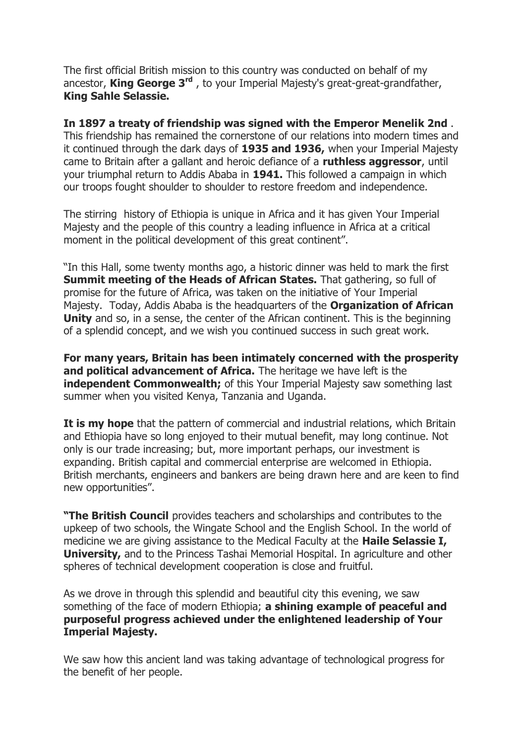The first official British mission to this country was conducted on behalf of my ancestor, **King George 3rd** , to your Imperial Majesty's great-great-grandfather, **King Sahle Selassie.**

**In 1897 a treaty of friendship was signed with the Emperor Menelik 2nd** . This friendship has remained the cornerstone of our relations into modern times and it continued through the dark days of **1935 and 1936,** when your Imperial Majesty came to Britain after a gallant and heroic defiance of a **ruthless aggressor**, until your triumphal return to Addis Ababa in **1941.** This followed a campaign in which our troops fought shoulder to shoulder to restore freedom and independence.

The stirring history of Ethiopia is unique in Africa and it has given Your Imperial Majesty and the people of this country a leading influence in Africa at a critical moment in the political development of this great continent".

"In this Hall, some twenty months ago, a historic dinner was held to mark the first **Summit meeting of the Heads of African States.** That gathering, so full of promise for the future of Africa, was taken on the initiative of Your Imperial Majesty. Today, Addis Ababa is the headquarters of the **Organization of African Unity** and so, in a sense, the center of the African continent. This is the beginning of a splendid concept, and we wish you continued success in such great work.

**For many years, Britain has been intimately concerned with the prosperity and political advancement of Africa.** The heritage we have left is the **independent Commonwealth;** of this Your Imperial Majesty saw something last summer when you visited Kenya, Tanzania and Uganda.

**It is my hope** that the pattern of commercial and industrial relations, which Britain and Ethiopia have so long enjoyed to their mutual benefit, may long continue. Not only is our trade increasing; but, more important perhaps, our investment is expanding. British capital and commercial enterprise are welcomed in Ethiopia. British merchants, engineers and bankers are being drawn here and are keen to find new opportunities".

**"The British Council** provides teachers and scholarships and contributes to the upkeep of two schools, the Wingate School and the English School. In the world of medicine we are giving assistance to the Medical Faculty at the **Haile Selassie I, University,** and to the Princess Tashai Memorial Hospital. In agriculture and other spheres of technical development cooperation is close and fruitful.

As we drove in through this splendid and beautiful city this evening, we saw something of the face of modern Ethiopia; **a shining example of peaceful and purposeful progress achieved under the enlightened leadership of Your Imperial Majesty.**

We saw how this ancient land was taking advantage of technological progress for the benefit of her people.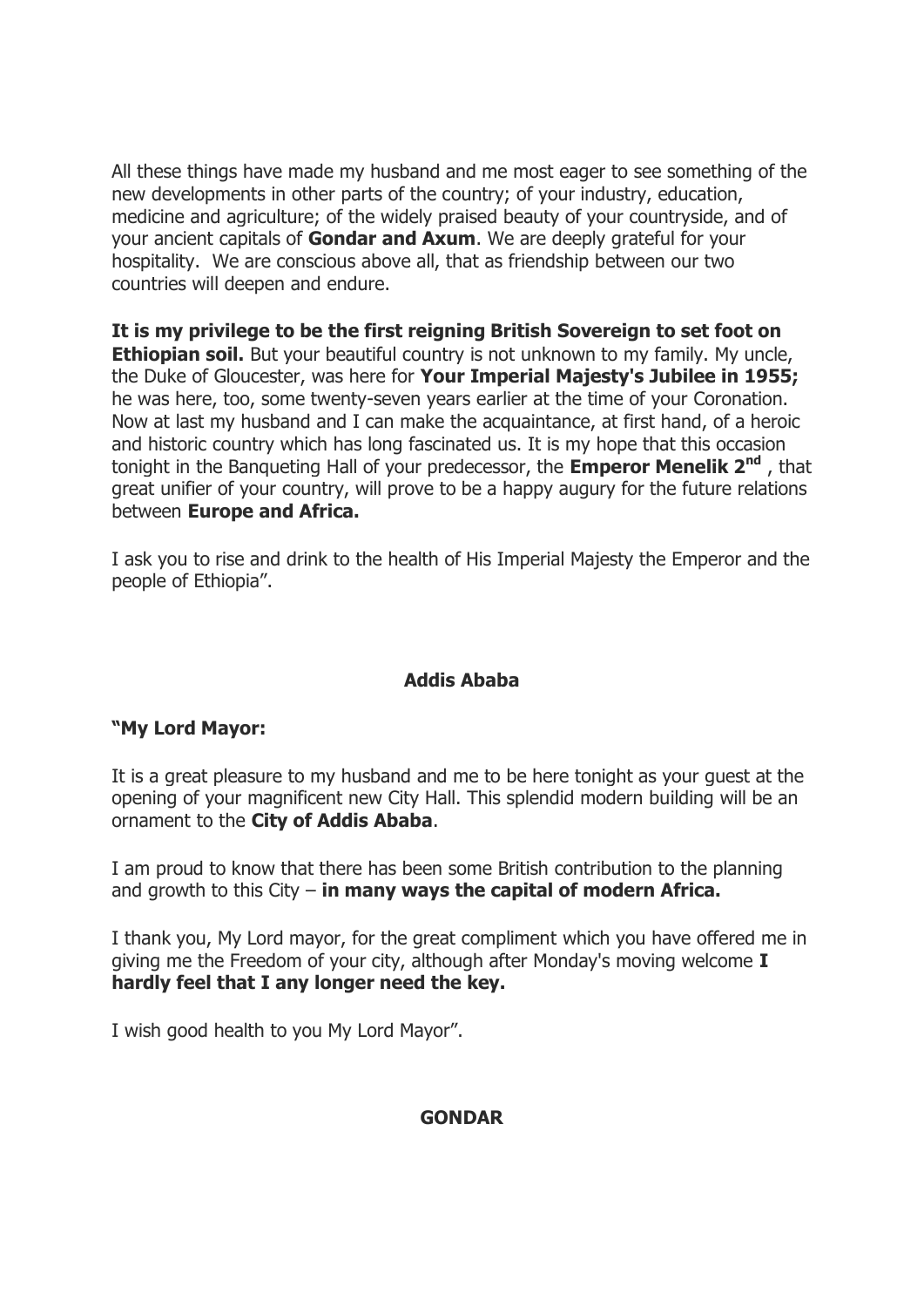All these things have made my husband and me most eager to see something of the new developments in other parts of the country; of your industry, education, medicine and agriculture; of the widely praised beauty of your countryside, and of your ancient capitals of **Gondar and Axum**. We are deeply grateful for your hospitality. We are conscious above all, that as friendship between our two countries will deepen and endure.

**It is my privilege to be the first reigning British Sovereign to set foot on Ethiopian soil.** But your beautiful country is not unknown to my family. My uncle, the Duke of Gloucester, was here for **Your Imperial Majesty's Jubilee in 1955;** he was here, too, some twenty-seven years earlier at the time of your Coronation. Now at last my husband and I can make the acquaintance, at first hand, of a heroic and historic country which has long fascinated us. It is my hope that this occasion tonight in the Banqueting Hall of your predecessor, the **Emperor Menelik 2$^{nd}$** , that great unifier of your country, will prove to be a happy augury for the future relations between **Europe and Africa.**

I ask you to rise and drink to the health of His Imperial Majesty the Emperor and the people of Ethiopia".

## Addis Ababa

**"My Lord Mayor:**

It is a great pleasure to my husband and me to be here tonight as your guest at the opening of your magnificent new City Hall. This splendid modern building will be an ornament to the **City of Addis Ababa**.

I am proud to know that there has been some British contribution to the planning and growth to this City – **in many ways the capital of modern Africa.**

I thank you, My Lord mayor, for the great compliment which you have offered me in giving me the Freedom of your city, although after Monday's moving welcome **I hardly feel that I any longer need the key.**

I wish good health to you My Lord Mayor".

## GONDAR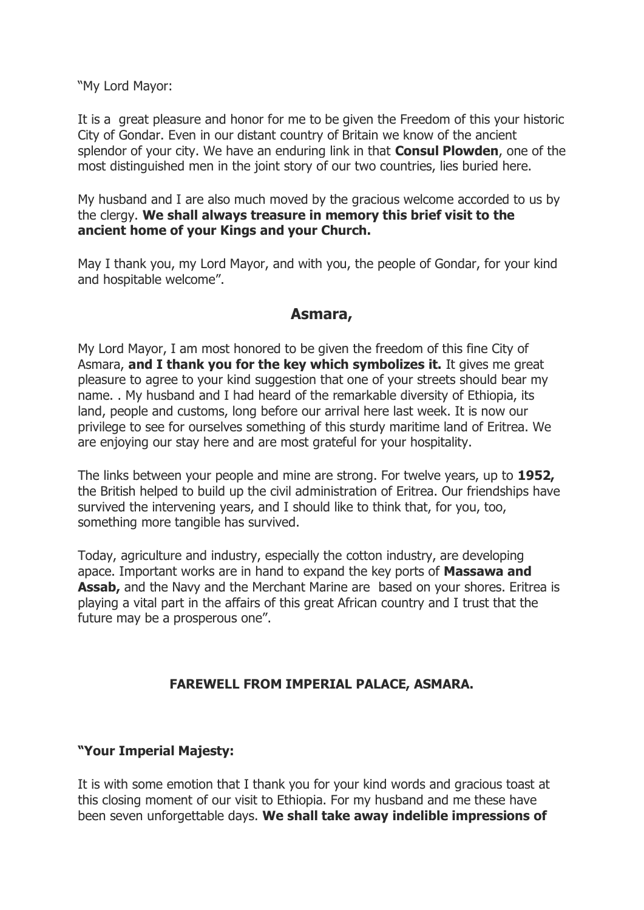"My Lord Mayor:

It is a great pleasure and honor for me to be given the Freedom of this your historic City of Gondar. Even in our distant country of Britain we know of the ancient splendor of your city. We have an enduring link in that **Consul Plowden**, one of the most distinguished men in the joint story of our two countries, lies buried here.

My husband and I are also much moved by the gracious welcome accorded to us by the clergy. **We shall always treasure in memory this brief visit to the ancient home of your Kings and your Church.**

May I thank you, my Lord Mayor, and with you, the people of Gondar, for your kind and hospitable welcome".

## Asmara,

My Lord Mayor, I am most honored to be given the freedom of this fine City of Asmara, **and I thank you for the key which symbolizes it.** It gives me great pleasure to agree to your kind suggestion that one of your streets should bear my name. . My husband and I had heard of the remarkable diversity of Ethiopia, its land, people and customs, long before our arrival here last week. It is now our privilege to see for ourselves something of this sturdy maritime land of Eritrea. We are enjoying our stay here and are most grateful for your hospitality.

The links between your people and mine are strong. For twelve years, up to **1952,** the British helped to build up the civil administration of Eritrea. Our friendships have survived the intervening years, and I should like to think that, for you, too, something more tangible has survived.

Today, agriculture and industry, especially the cotton industry, are developing apace. Important works are in hand to expand the key ports of **Massawa and Assab,** and the Navy and the Merchant Marine are based on your shores. Eritrea is playing a vital part in the affairs of this great African country and I trust that the future may be a prosperous one".

### FAREWELL FROM IMPERIAL PALACE, ASMARA.

**"Your Imperial Majesty:**

It is with some emotion that I thank you for your kind words and gracious toast at this closing moment of our visit to Ethiopia. For my husband and me these have been seven unforgettable days. **We shall take away indelible impressions of**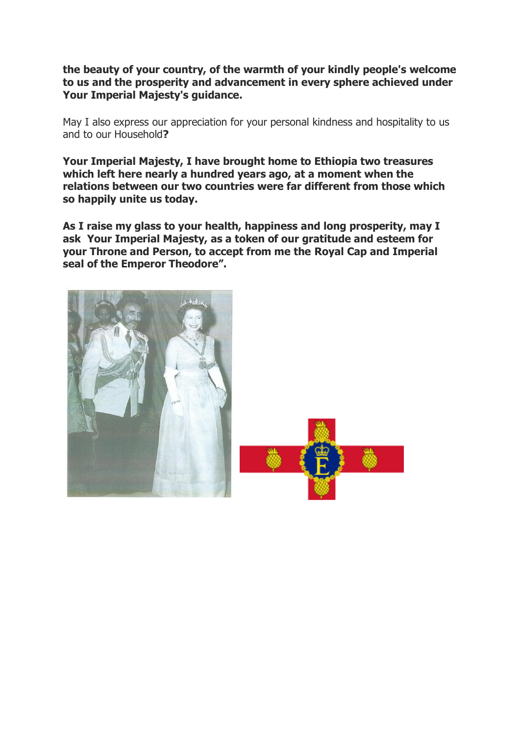**the beauty of your country, of the warmth of your kindly people's welcome to us and the prosperity and advancement in every sphere achieved under Your Imperial Majesty's guidance.**

May I also express our appreciation for your personal kindness and hospitality to us and to our Household**?**

**Your Imperial Majesty, I have brought home to Ethiopia two treasures which left here nearly a hundred years ago, at a moment when the relations between our two countries were far different from those which so happily unite us today.**

**As I raise my glass to your health, happiness and long prosperity, may I ask Your Imperial Majesty, as a token of our gratitude and esteem for your Throne and Person, to accept from me the Royal Cap and Imperial seal of the Emperor Theodore".**